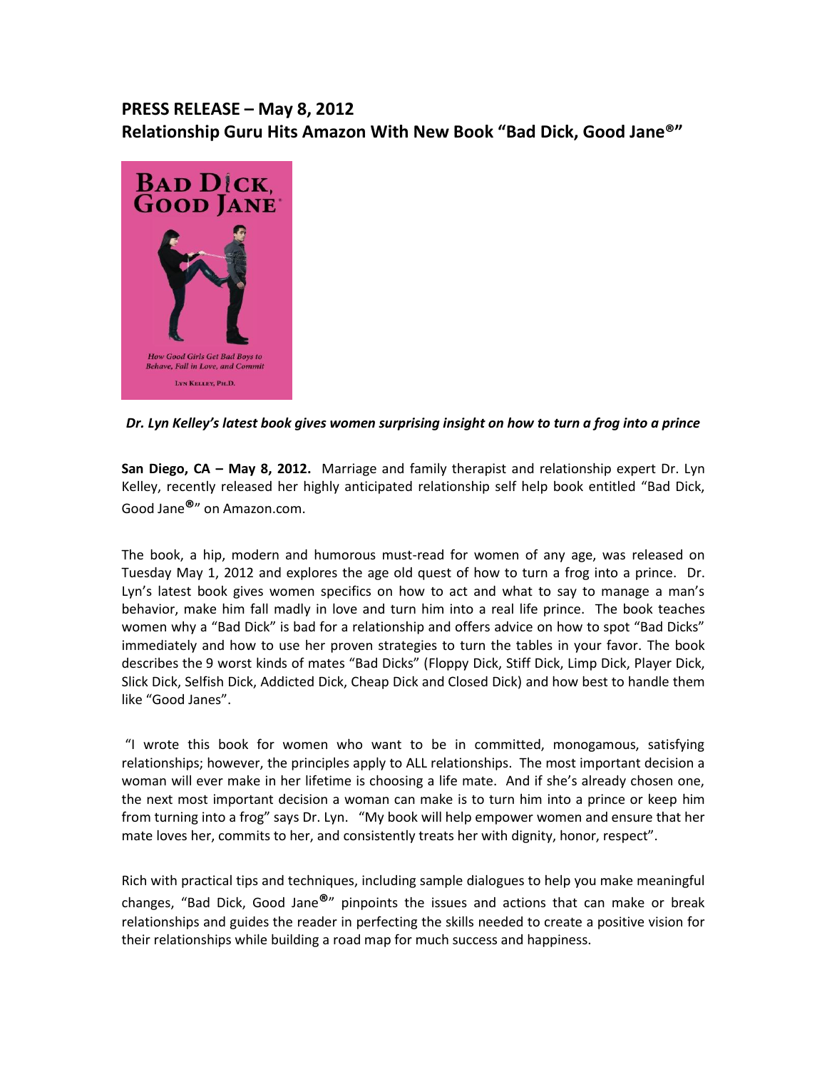## PRESS RELEASE – May 8, 2012
## Relationship Guru Hits Amazon With New Book "Bad Dick, Good Jane®"

***Dr. Lyn Kelley's latest book gives women surprising insight on how to turn a frog into a prince***

**San Diego, CA – May 8, 2012.** Marriage and family therapist and relationship expert Dr. Lyn Kelley, recently released her highly anticipated relationship self help book entitled "Bad Dick, Good Jane®" on Amazon.com.

The book, a hip, modern and humorous must-read for women of any age, was released on Tuesday May 1, 2012 and explores the age old quest of how to turn a frog into a prince. Dr. Lyn's latest book gives women specifics on how to act and what to say to manage a man's behavior, make him fall madly in love and turn him into a real life prince. The book teaches women why a "Bad Dick" is bad for a relationship and offers advice on how to spot "Bad Dicks" immediately and how to use her proven strategies to turn the tables in your favor. The book describes the 9 worst kinds of mates "Bad Dicks" (Floppy Dick, Stiff Dick, Limp Dick, Player Dick, Slick Dick, Selfish Dick, Addicted Dick, Cheap Dick and Closed Dick) and how best to handle them like "Good Janes".

"I wrote this book for women who want to be in committed, monogamous, satisfying relationships; however, the principles apply to ALL relationships. The most important decision a woman will ever make in her lifetime is choosing a life mate. And if she's already chosen one, the next most important decision a woman can make is to turn him into a prince or keep him from turning into a frog" says Dr. Lyn. "My book will help empower women and ensure that her mate loves her, commits to her, and consistently treats her with dignity, honor, respect".

Rich with practical tips and techniques, including sample dialogues to help you make meaningful changes, "Bad Dick, Good Jane®" pinpoints the issues and actions that can make or break relationships and guides the reader in perfecting the skills needed to create a positive vision for their relationships while building a road map for much success and happiness.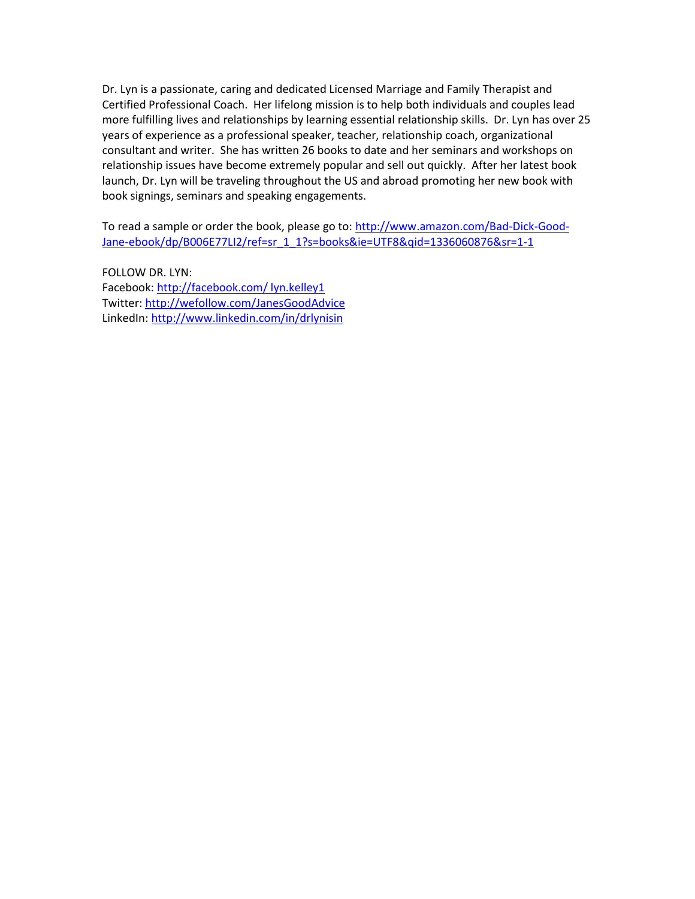Dr. Lyn is a passionate, caring and dedicated Licensed Marriage and Family Therapist and Certified Professional Coach. Her lifelong mission is to help both individuals and couples lead more fulfilling lives and relationships by learning essential relationship skills. Dr. Lyn has over 25 years of experience as a professional speaker, teacher, relationship coach, organizational consultant and writer. She has written 26 books to date and her seminars and workshops on relationship issues have become extremely popular and sell out quickly. After her latest book launch, Dr. Lyn will be traveling throughout the US and abroad promoting her new book with book signings, seminars and speaking engagements.

To read a sample or order the book, please go to: http://www.amazon.com/Bad-Dick-Good-Jane-ebook/dp/B006E77LI2/ref=sr_1_1?s=books&ie=UTF8&qid=1336060876&sr=1-1

FOLLOW DR. LYN:
Facebook: http://facebook.com/ lyn.kelley1
Twitter: http://wefollow.com/JanesGoodAdvice
LinkedIn: http://www.linkedin.com/in/drlynisin